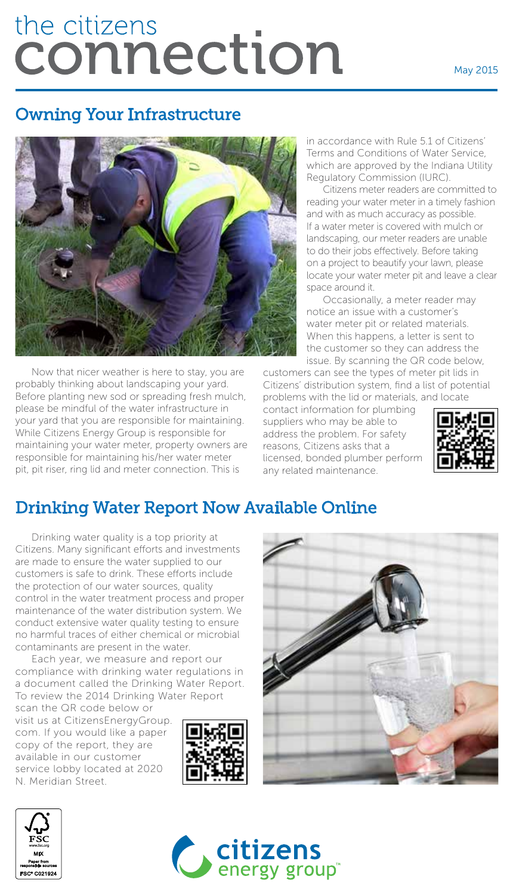# the citizens connection

May 2015

## Owning Your Infrastructure

Now that nicer weather is here to stay, you are probably thinking about landscaping your yard. Before planting new sod or spreading fresh mulch, please be mindful of the water infrastructure in your yard that you are responsible for maintaining. While Citizens Energy Group is responsible for maintaining your water meter, property owners are responsible for maintaining his/her water meter pit, pit riser, ring lid and meter connection. This is in accordance with Rule 5.1 of Citizens' Terms and Conditions of Water Service, which are approved by the Indiana Utility Regulatory Commission (IURC).

Citizens meter readers are committed to reading your water meter in a timely fashion and with as much accuracy as possible. If a water meter is covered with mulch or landscaping, our meter readers are unable to do their jobs effectively. Before taking on a project to beautify your lawn, please locate your water meter pit and leave a clear space around it.

Occasionally, a meter reader may notice an issue with a customer's water meter pit or related materials. When this happens, a letter is sent to the customer so they can address the issue. By scanning the QR code below, customers can see the types of meter pit lids in Citizens' distribution system, find a list of potential problems with the lid or materials, and locate contact information for plumbing suppliers who may be able to address the problem. For safety reasons, Citizens asks that a licensed, bonded plumber perform any related maintenance.

## Drinking Water Report Now Available Online

Drinking water quality is a top priority at Citizens. Many significant efforts and investments are made to ensure the water supplied to our customers is safe to drink. These efforts include the protection of our water sources, quality control in the water treatment process and proper maintenance of the water distribution system. We conduct extensive water quality testing to ensure no harmful traces of either chemical or microbial contaminants are present in the water.

Each year, we measure and report our compliance with drinking water regulations in a document called the Drinking Water Report. To review the 2014 Drinking Water Report scan the QR code below or visit us at CitizensEnergyGroup.com. If you would like a paper copy of the report, they are available in our customer service lobby located at 2020 N. Meridian Street.

FSC www.fsc.org MIX Paper from responsible sources FSC® C021924

citizens energy group™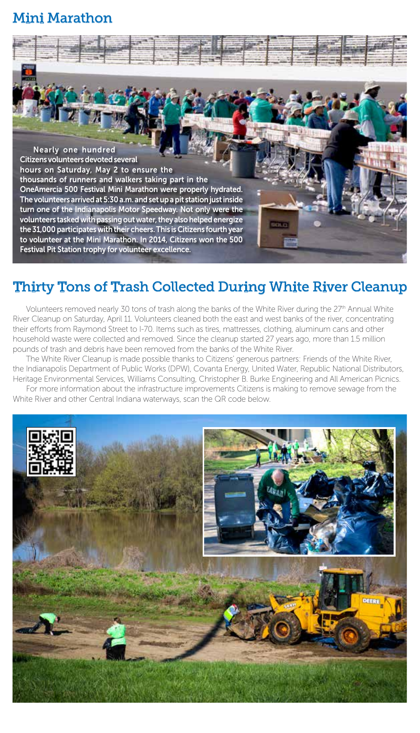## Mini Marathon

Nearly one hundred Citizens volunteers devoted several hours on Saturday, May 2 to ensure the thousands of runners and walkers taking part in the OneAmercia 500 Festival Mini Marathon were properly hydrated. The volunteers arrived at 5:30 a.m. and set up a pit station just inside turn one of the Indianapolis Motor Speedway. Not only were the volunteers tasked with passing out water, they also helped energize the 31,000 participates with their cheers. This is Citizens fourth year to volunteer at the Mini Marathon. In 2014, Citizens won the 500 Festival Pit Station trophy for volunteer excellence.

## Thirty Tons of Trash Collected During White River Cleanup

Volunteers removed nearly 30 tons of trash along the banks of the White River during the 27th Annual White River Cleanup on Saturday, April 11. Volunteers cleaned both the east and west banks of the river, concentrating their efforts from Raymond Street to I-70. Items such as tires, mattresses, clothing, aluminum cans and other household waste were collected and removed. Since the cleanup started 27 years ago, more than 1.5 million pounds of trash and debris have been removed from the banks of the White River.

The White River Cleanup is made possible thanks to Citizens' generous partners: Friends of the White River, the Indianapolis Department of Public Works (DPW), Covanta Energy, United Water, Republic National Distributors, Heritage Environmental Services, Williams Consulting, Christopher B. Burke Engineering and All American Picnics.

For more information about the infrastructure improvements Citizens is making to remove sewage from the White River and other Central Indiana waterways, scan the QR code below.